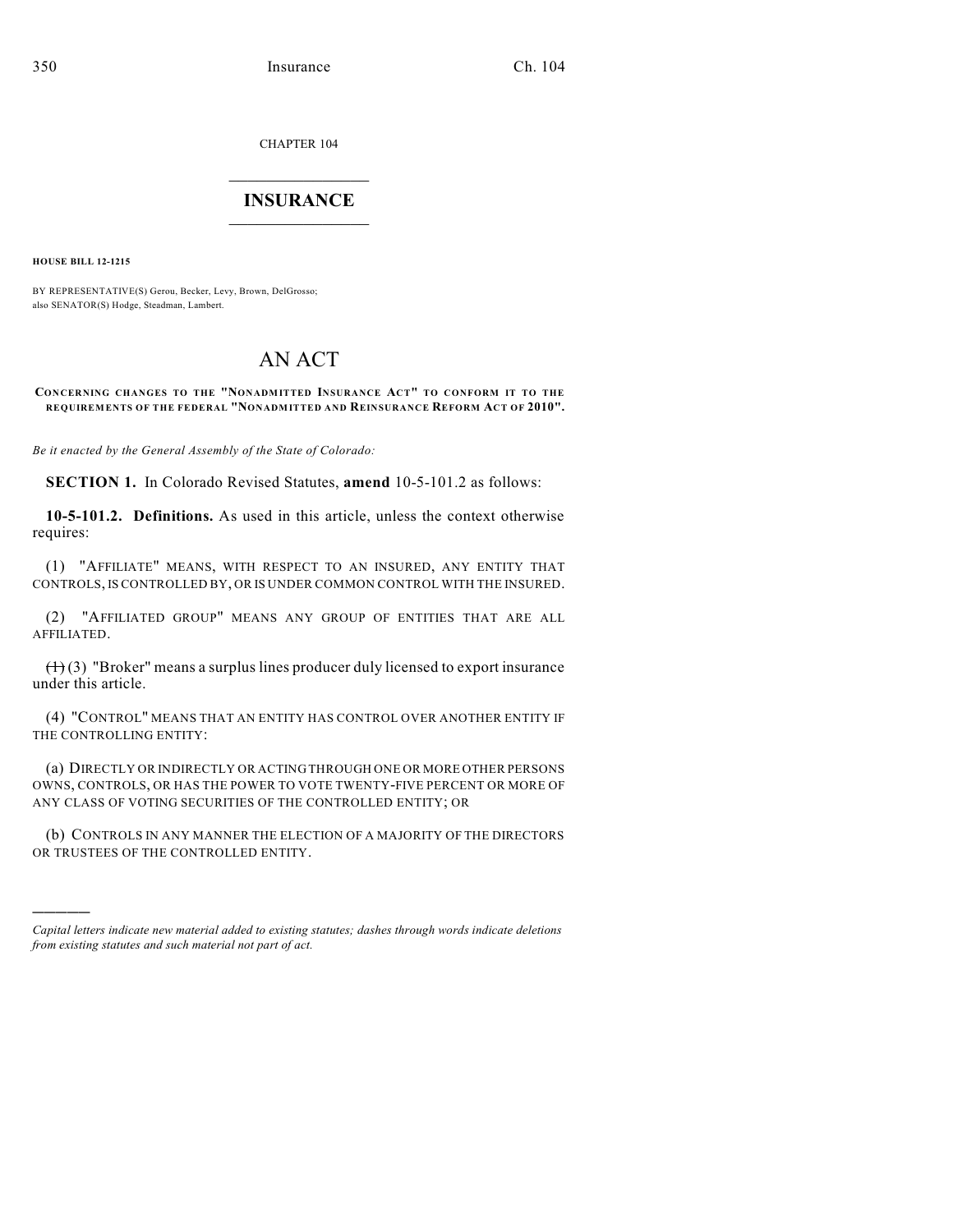CHAPTER 104

# INSURANCE

**HOUSE BILL 12-1215**

BY REPRESENTATIVE(S) Gerou, Becker, Levy, Brown, DelGrosso;
also SENATOR(S) Hodge, Steadman, Lambert.

# AN ACT

**CONCERNING CHANGES TO THE "NONADMITTED INSURANCE ACT" TO CONFORM IT TO THE REQUIREMENTS OF THE FEDERAL "NONADMITTED AND REINSURANCE REFORM ACT OF 2010".**

*Be it enacted by the General Assembly of the State of Colorado:*

**SECTION 1.** In Colorado Revised Statutes, **amend** 10-5-101.2 as follows:

**10-5-101.2. Definitions.** As used in this article, unless the context otherwise requires:

(1) "AFFILIATE" MEANS, WITH RESPECT TO AN INSURED, ANY ENTITY THAT CONTROLS, IS CONTROLLED BY, OR IS UNDER COMMON CONTROL WITH THE INSURED.

(2) "AFFILIATED GROUP" MEANS ANY GROUP OF ENTITIES THAT ARE ALL AFFILIATED.

~~(1)~~ (3) "Broker" means a surplus lines producer duly licensed to export insurance under this article.

(4) "CONTROL" MEANS THAT AN ENTITY HAS CONTROL OVER ANOTHER ENTITY IF THE CONTROLLING ENTITY:

(a) DIRECTLY OR INDIRECTLY OR ACTING THROUGH ONE OR MORE OTHER PERSONS OWNS, CONTROLS, OR HAS THE POWER TO VOTE TWENTY-FIVE PERCENT OR MORE OF ANY CLASS OF VOTING SECURITIES OF THE CONTROLLED ENTITY; OR

(b) CONTROLS IN ANY MANNER THE ELECTION OF A MAJORITY OF THE DIRECTORS OR TRUSTEES OF THE CONTROLLED ENTITY.

---

*Capital letters indicate new material added to existing statutes; dashes through words indicate deletions from existing statutes and such material not part of act.*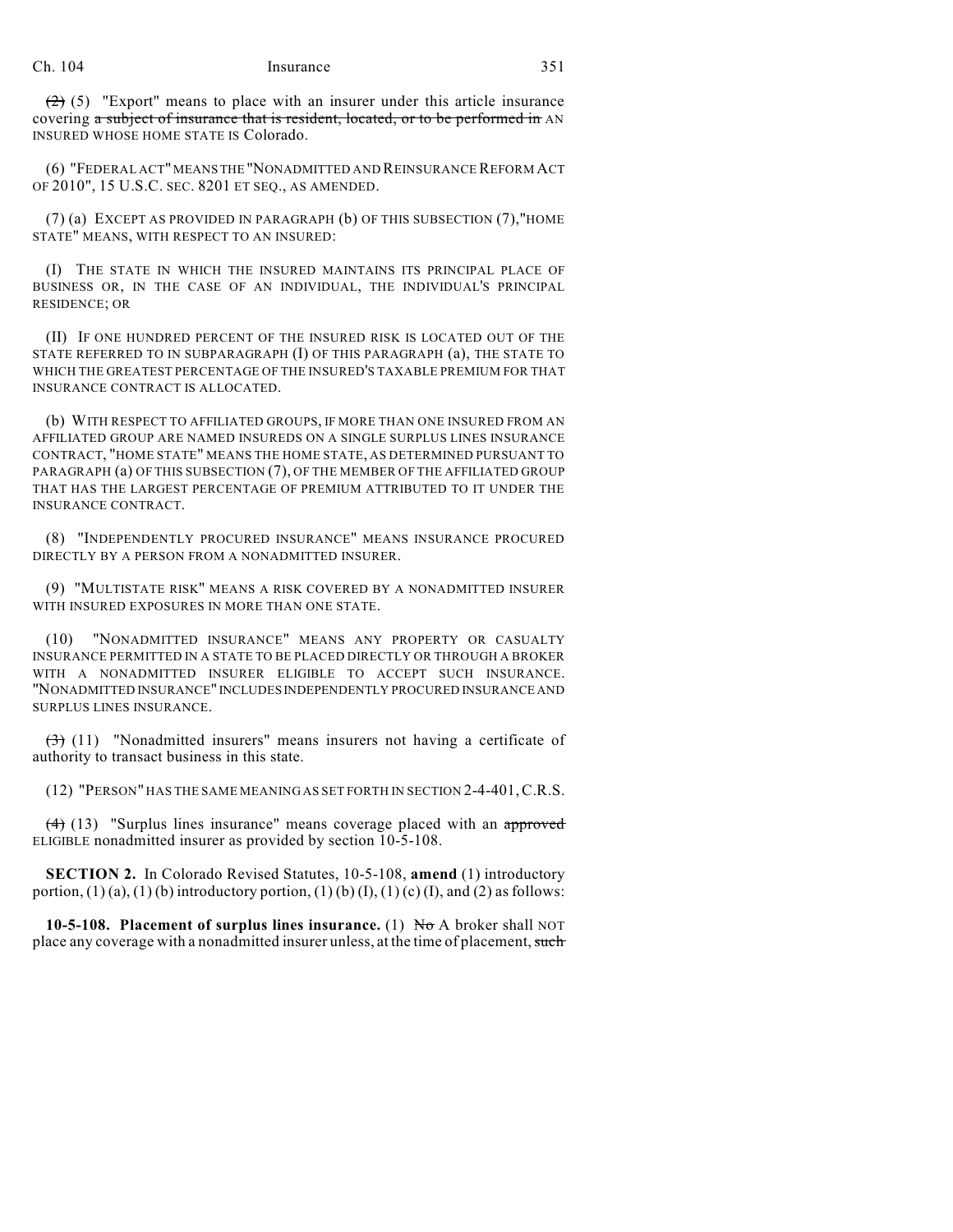~~(2)~~ (5) "Export" means to place with an insurer under this article insurance covering ~~a subject of insurance that is resident, located, or to be performed in~~ AN INSURED WHOSE HOME STATE IS Colorado.

(6) "FEDERAL ACT" MEANS THE "NONADMITTED AND REINSURANCE REFORM ACT OF 2010", 15 U.S.C. SEC. 8201 ET SEQ., AS AMENDED.

(7) (a) EXCEPT AS PROVIDED IN PARAGRAPH (b) OF THIS SUBSECTION (7), "HOME STATE" MEANS, WITH RESPECT TO AN INSURED:

(I) THE STATE IN WHICH THE INSURED MAINTAINS ITS PRINCIPAL PLACE OF BUSINESS OR, IN THE CASE OF AN INDIVIDUAL, THE INDIVIDUAL'S PRINCIPAL RESIDENCE; OR

(II) IF ONE HUNDRED PERCENT OF THE INSURED RISK IS LOCATED OUT OF THE STATE REFERRED TO IN SUBPARAGRAPH (I) OF THIS PARAGRAPH (a), THE STATE TO WHICH THE GREATEST PERCENTAGE OF THE INSURED'S TAXABLE PREMIUM FOR THAT INSURANCE CONTRACT IS ALLOCATED.

(b) WITH RESPECT TO AFFILIATED GROUPS, IF MORE THAN ONE INSURED FROM AN AFFILIATED GROUP ARE NAMED INSUREDS ON A SINGLE SURPLUS LINES INSURANCE CONTRACT, "HOME STATE" MEANS THE HOME STATE, AS DETERMINED PURSUANT TO PARAGRAPH (a) OF THIS SUBSECTION (7), OF THE MEMBER OF THE AFFILIATED GROUP THAT HAS THE LARGEST PERCENTAGE OF PREMIUM ATTRIBUTED TO IT UNDER THE INSURANCE CONTRACT.

(8) "INDEPENDENTLY PROCURED INSURANCE" MEANS INSURANCE PROCURED DIRECTLY BY A PERSON FROM A NONADMITTED INSURER.

(9) "MULTISTATE RISK" MEANS A RISK COVERED BY A NONADMITTED INSURER WITH INSURED EXPOSURES IN MORE THAN ONE STATE.

(10) "NONADMITTED INSURANCE" MEANS ANY PROPERTY OR CASUALTY INSURANCE PERMITTED IN A STATE TO BE PLACED DIRECTLY OR THROUGH A BROKER WITH A NONADMITTED INSURER ELIGIBLE TO ACCEPT SUCH INSURANCE. "NONADMITTED INSURANCE" INCLUDES INDEPENDENTLY PROCURED INSURANCE AND SURPLUS LINES INSURANCE.

~~(3)~~ (11) "Nonadmitted insurers" means insurers not having a certificate of authority to transact business in this state.

(12) "PERSON" HAS THE SAME MEANING AS SET FORTH IN SECTION 2-4-401, C.R.S.

~~(4)~~ (13) "Surplus lines insurance" means coverage placed with an ~~approved~~ ELIGIBLE nonadmitted insurer as provided by section 10-5-108.

**SECTION 2.** In Colorado Revised Statutes, 10-5-108, **amend** (1) introductory portion, (1) (a), (1) (b) introductory portion, (1) (b) (I), (1) (c) (I), and (2) as follows:

**10-5-108. Placement of surplus lines insurance.** (1) ~~No~~ A broker shall NOT place any coverage with a nonadmitted insurer unless, at the time of placement, ~~such~~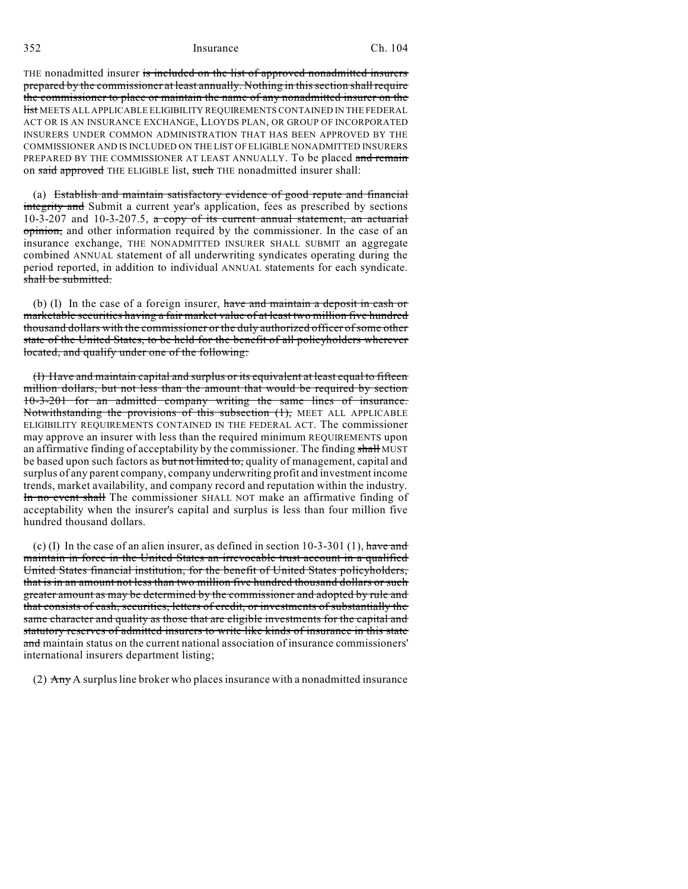THE nonadmitted insurer ~~is included on the list of approved nonadmitted insurers prepared by the commissioner at least annually. Nothing in this section shall require the commissioner to place or maintain the name of any nonadmitted insurer on the list~~ MEETS ALL APPLICABLE ELIGIBILITY REQUIREMENTS CONTAINED IN THE FEDERAL ACT OR IS AN INSURANCE EXCHANGE, LLOYDS PLAN, OR GROUP OF INCORPORATED INSURERS UNDER COMMON ADMINISTRATION THAT HAS BEEN APPROVED BY THE COMMISSIONER AND IS INCLUDED ON THE LIST OF ELIGIBLE NONADMITTED INSURERS PREPARED BY THE COMMISSIONER AT LEAST ANNUALLY. To be placed ~~and remain~~ on ~~said approved~~ THE ELIGIBLE list, ~~such~~ THE nonadmitted insurer shall:

(a) ~~Establish and maintain satisfactory evidence of good repute and financial integrity and~~ Submit a current year's application, fees as prescribed by sections 10-3-207 and 10-3-207.5, ~~a copy of its current annual statement, an actuarial opinion,~~ and other information required by the commissioner. In the case of an insurance exchange, THE NONADMITTED INSURER SHALL SUBMIT an aggregate combined ANNUAL statement of all underwriting syndicates operating during the period reported, in addition to individual ANNUAL statements for each syndicate. ~~shall be submitted.~~

(b) (I) In the case of a foreign insurer, ~~have and maintain a deposit in cash or marketable securities having a fair market value of at least two million five hundred thousand dollars with the commissioner or the duly authorized officer of some other state of the United States, to be held for the benefit of all policyholders wherever located, and qualify under one of the following:~~

~~(I) Have and maintain capital and surplus or its equivalent at least equal to fifteen million dollars, but not less than the amount that would be required by section 10-3-201 for an admitted company writing the same lines of insurance. Notwithstanding the provisions of this subsection (1),~~ MEET ALL APPLICABLE ELIGIBILITY REQUIREMENTS CONTAINED IN THE FEDERAL ACT. The commissioner may approve an insurer with less than the required minimum REQUIREMENTS upon an affirmative finding of acceptability by the commissioner. The finding ~~shall~~ MUST be based upon such factors as ~~but not limited to,~~ quality of management, capital and surplus of any parent company, company underwriting profit and investment income trends, market availability, and company record and reputation within the industry. ~~In no event shall~~ The commissioner SHALL NOT make an affirmative finding of acceptability when the insurer's capital and surplus is less than four million five hundred thousand dollars.

(c) (I) In the case of an alien insurer, as defined in section 10-3-301 (1), ~~have and maintain in force in the United States an irrevocable trust account in a qualified United States financial institution, for the benefit of United States policyholders, that is in an amount not less than two million five hundred thousand dollars or such greater amount as may be determined by the commissioner and adopted by rule and that consists of cash, securities, letters of credit, or investments of substantially the same character and quality as those that are eligible investments for the capital and statutory reserves of admitted insurers to write like kinds of insurance in this state and~~ maintain status on the current national association of insurance commissioners' international insurers department listing;

(2) ~~Any~~ A surplus line broker who places insurance with a nonadmitted insurance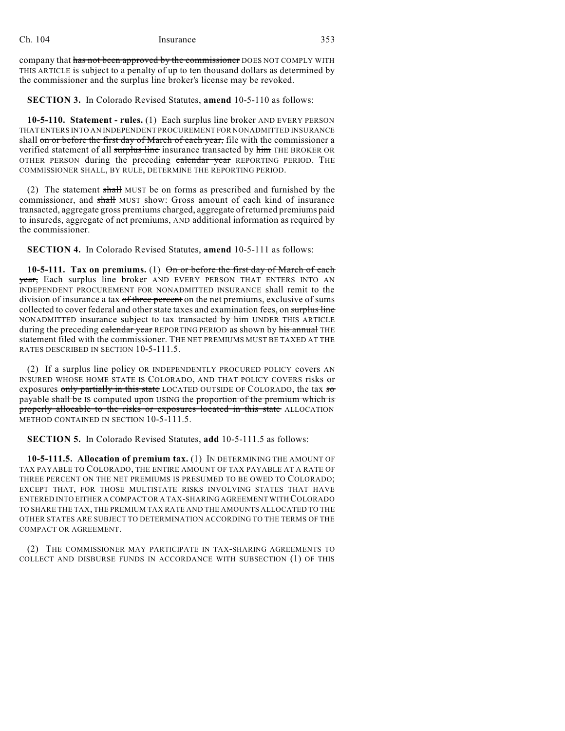company that ~~has not been approved by the commissioner~~ DOES NOT COMPLY WITH THIS ARTICLE is subject to a penalty of up to ten thousand dollars as determined by the commissioner and the surplus line broker's license may be revoked.

**SECTION 3.** In Colorado Revised Statutes, **amend** 10-5-110 as follows:

**10-5-110. Statement - rules.** (1) Each surplus line broker AND EVERY PERSON THAT ENTERS INTO AN INDEPENDENT PROCUREMENT FOR NONADMITTED INSURANCE shall ~~on or before the first day of March of each year,~~ file with the commissioner a verified statement of all ~~surplus line~~ insurance transacted by ~~him~~ THE BROKER OR OTHER PERSON during the preceding ~~calendar year~~ REPORTING PERIOD. THE COMMISSIONER SHALL, BY RULE, DETERMINE THE REPORTING PERIOD.

(2) The statement ~~shall~~ MUST be on forms as prescribed and furnished by the commissioner, and ~~shall~~ MUST show: Gross amount of each kind of insurance transacted, aggregate gross premiums charged, aggregate of returned premiums paid to insureds, aggregate of net premiums, AND additional information as required by the commissioner.

**SECTION 4.** In Colorado Revised Statutes, **amend** 10-5-111 as follows:

**10-5-111. Tax on premiums.** (1) ~~On or before the first day of March of each year,~~ Each surplus line broker AND EVERY PERSON THAT ENTERS INTO AN INDEPENDENT PROCUREMENT FOR NONADMITTED INSURANCE shall remit to the division of insurance a tax ~~of three percent~~ on the net premiums, exclusive of sums collected to cover federal and other state taxes and examination fees, on ~~surplus line~~ NONADMITTED insurance subject to tax ~~transacted by him~~ UNDER THIS ARTICLE during the preceding ~~calendar year~~ REPORTING PERIOD as shown by ~~his annual~~ THE statement filed with the commissioner. THE NET PREMIUMS MUST BE TAXED AT THE RATES DESCRIBED IN SECTION 10-5-111.5.

(2) If a surplus line policy OR INDEPENDENTLY PROCURED POLICY covers AN INSURED WHOSE HOME STATE IS COLORADO, AND THAT POLICY COVERS risks or exposures ~~only partially in this state~~ LOCATED OUTSIDE OF COLORADO, the tax ~~so~~ payable ~~shall be~~ IS computed ~~upon~~ USING the ~~proportion of the premium which is properly allocable to the risks or exposures located in this state~~ ALLOCATION METHOD CONTAINED IN SECTION 10-5-111.5.

**SECTION 5.** In Colorado Revised Statutes, **add** 10-5-111.5 as follows:

**10-5-111.5. Allocation of premium tax.** (1) IN DETERMINING THE AMOUNT OF TAX PAYABLE TO COLORADO, THE ENTIRE AMOUNT OF TAX PAYABLE AT A RATE OF THREE PERCENT ON THE NET PREMIUMS IS PRESUMED TO BE OWED TO COLORADO; EXCEPT THAT, FOR THOSE MULTISTATE RISKS INVOLVING STATES THAT HAVE ENTERED INTO EITHER A COMPACT OR A TAX-SHARING AGREEMENT WITH COLORADO TO SHARE THE TAX, THE PREMIUM TAX RATE AND THE AMOUNTS ALLOCATED TO THE OTHER STATES ARE SUBJECT TO DETERMINATION ACCORDING TO THE TERMS OF THE COMPACT OR AGREEMENT.

(2) THE COMMISSIONER MAY PARTICIPATE IN TAX-SHARING AGREEMENTS TO COLLECT AND DISBURSE FUNDS IN ACCORDANCE WITH SUBSECTION (1) OF THIS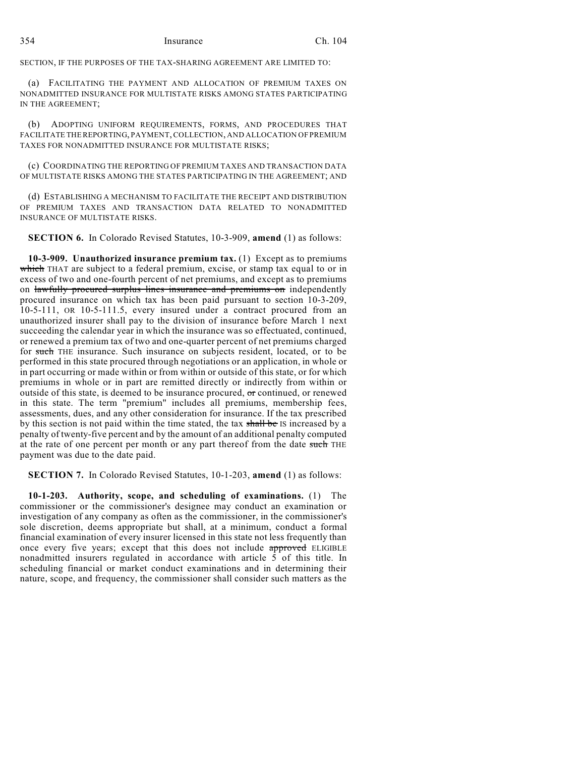SECTION, IF THE PURPOSES OF THE TAX-SHARING AGREEMENT ARE LIMITED TO:

(a) FACILITATING THE PAYMENT AND ALLOCATION OF PREMIUM TAXES ON NONADMITTED INSURANCE FOR MULTISTATE RISKS AMONG STATES PARTICIPATING IN THE AGREEMENT;

(b) ADOPTING UNIFORM REQUIREMENTS, FORMS, AND PROCEDURES THAT FACILITATE THE REPORTING, PAYMENT, COLLECTION, AND ALLOCATION OF PREMIUM TAXES FOR NONADMITTED INSURANCE FOR MULTISTATE RISKS;

(c) COORDINATING THE REPORTING OF PREMIUM TAXES AND TRANSACTION DATA OF MULTISTATE RISKS AMONG THE STATES PARTICIPATING IN THE AGREEMENT; AND

(d) ESTABLISHING A MECHANISM TO FACILITATE THE RECEIPT AND DISTRIBUTION OF PREMIUM TAXES AND TRANSACTION DATA RELATED TO NONADMITTED INSURANCE OF MULTISTATE RISKS.

**SECTION 6.** In Colorado Revised Statutes, 10-3-909, **amend** (1) as follows:

**10-3-909. Unauthorized insurance premium tax.** (1) Except as to premiums ~~which~~ THAT are subject to a federal premium, excise, or stamp tax equal to or in excess of two and one-fourth percent of net premiums, and except as to premiums on ~~lawfully procured surplus lines insurance and premiums on~~ independently procured insurance on which tax has been paid pursuant to section 10-3-209, 10-5-111, OR 10-5-111.5, every insured under a contract procured from an unauthorized insurer shall pay to the division of insurance before March 1 next succeeding the calendar year in which the insurance was so effectuated, continued, or renewed a premium tax of two and one-quarter percent of net premiums charged for ~~such~~ THE insurance. Such insurance on subjects resident, located, or to be performed in this state procured through negotiations or an application, in whole or in part occurring or made within or from within or outside of this state, or for which premiums in whole or in part are remitted directly or indirectly from within or outside of this state, is deemed to be insurance procured, ~~or~~ continued, or renewed in this state. The term "premium" includes all premiums, membership fees, assessments, dues, and any other consideration for insurance. If the tax prescribed by this section is not paid within the time stated, the tax ~~shall be~~ IS increased by a penalty of twenty-five percent and by the amount of an additional penalty computed at the rate of one percent per month or any part thereof from the date ~~such~~ THE payment was due to the date paid.

**SECTION 7.** In Colorado Revised Statutes, 10-1-203, **amend** (1) as follows:

**10-1-203. Authority, scope, and scheduling of examinations.** (1) The commissioner or the commissioner's designee may conduct an examination or investigation of any company as often as the commissioner, in the commissioner's sole discretion, deems appropriate but shall, at a minimum, conduct a formal financial examination of every insurer licensed in this state not less frequently than once every five years; except that this does not include ~~approved~~ ELIGIBLE nonadmitted insurers regulated in accordance with article 5 of this title. In scheduling financial or market conduct examinations and in determining their nature, scope, and frequency, the commissioner shall consider such matters as the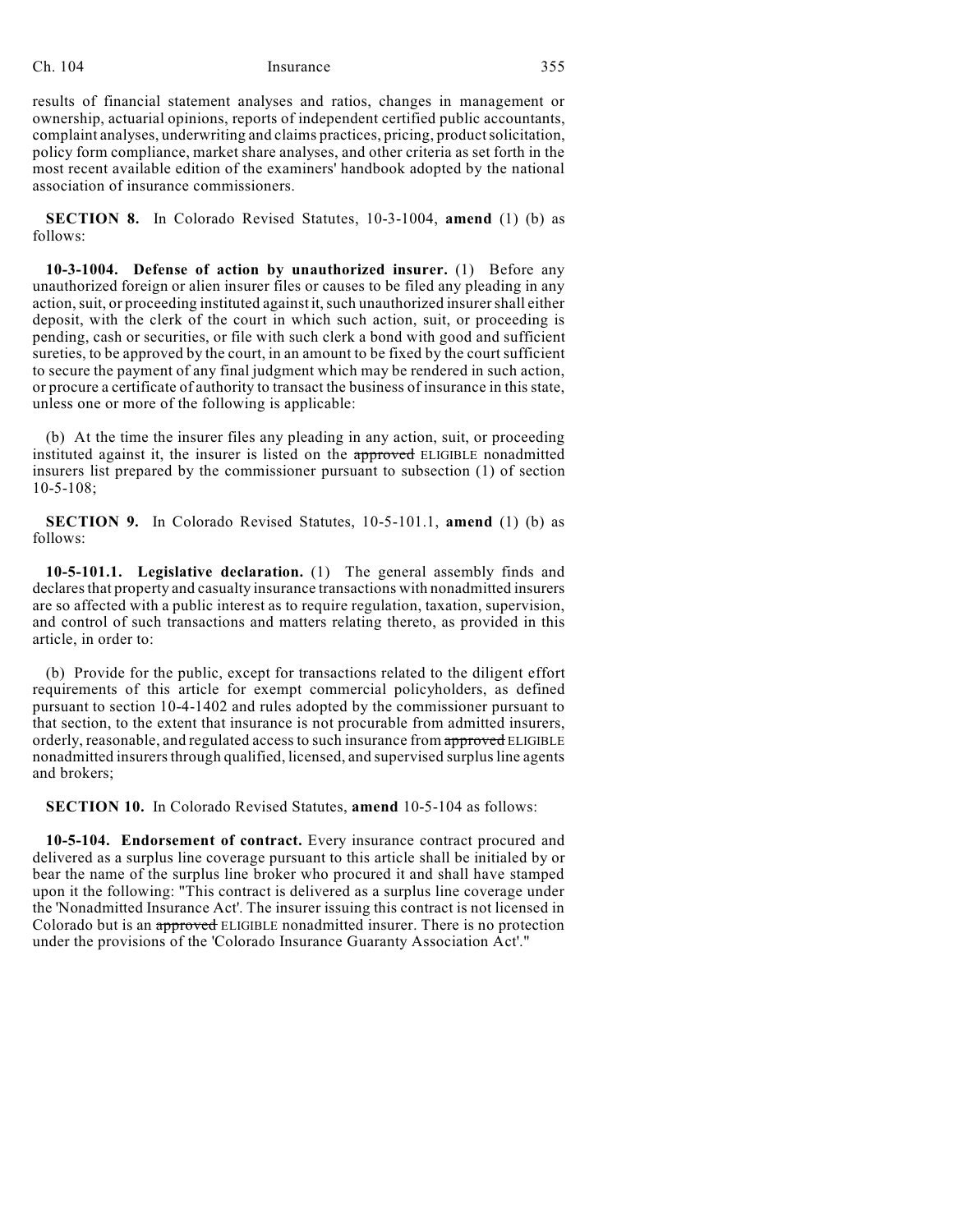results of financial statement analyses and ratios, changes in management or ownership, actuarial opinions, reports of independent certified public accountants, complaint analyses, underwriting and claims practices, pricing, product solicitation, policy form compliance, market share analyses, and other criteria as set forth in the most recent available edition of the examiners' handbook adopted by the national association of insurance commissioners.

**SECTION 8.** In Colorado Revised Statutes, 10-3-1004, **amend** (1) (b) as follows:

**10-3-1004. Defense of action by unauthorized insurer.** (1) Before any unauthorized foreign or alien insurer files or causes to be filed any pleading in any action, suit, or proceeding instituted against it, such unauthorized insurer shall either deposit, with the clerk of the court in which such action, suit, or proceeding is pending, cash or securities, or file with such clerk a bond with good and sufficient sureties, to be approved by the court, in an amount to be fixed by the court sufficient to secure the payment of any final judgment which may be rendered in such action, or procure a certificate of authority to transact the business of insurance in this state, unless one or more of the following is applicable:

(b) At the time the insurer files any pleading in any action, suit, or proceeding instituted against it, the insurer is listed on the ~~approved~~ ELIGIBLE nonadmitted insurers list prepared by the commissioner pursuant to subsection (1) of section 10-5-108;

**SECTION 9.** In Colorado Revised Statutes, 10-5-101.1, **amend** (1) (b) as follows:

**10-5-101.1. Legislative declaration.** (1) The general assembly finds and declares that property and casualty insurance transactions with nonadmitted insurers are so affected with a public interest as to require regulation, taxation, supervision, and control of such transactions and matters relating thereto, as provided in this article, in order to:

(b) Provide for the public, except for transactions related to the diligent effort requirements of this article for exempt commercial policyholders, as defined pursuant to section 10-4-1402 and rules adopted by the commissioner pursuant to that section, to the extent that insurance is not procurable from admitted insurers, orderly, reasonable, and regulated access to such insurance from ~~approved~~ ELIGIBLE nonadmitted insurers through qualified, licensed, and supervised surplus line agents and brokers;

**SECTION 10.** In Colorado Revised Statutes, **amend** 10-5-104 as follows:

**10-5-104. Endorsement of contract.** Every insurance contract procured and delivered as a surplus line coverage pursuant to this article shall be initialed by or bear the name of the surplus line broker who procured it and shall have stamped upon it the following: "This contract is delivered as a surplus line coverage under the 'Nonadmitted Insurance Act'. The insurer issuing this contract is not licensed in Colorado but is an ~~approved~~ ELIGIBLE nonadmitted insurer. There is no protection under the provisions of the 'Colorado Insurance Guaranty Association Act'."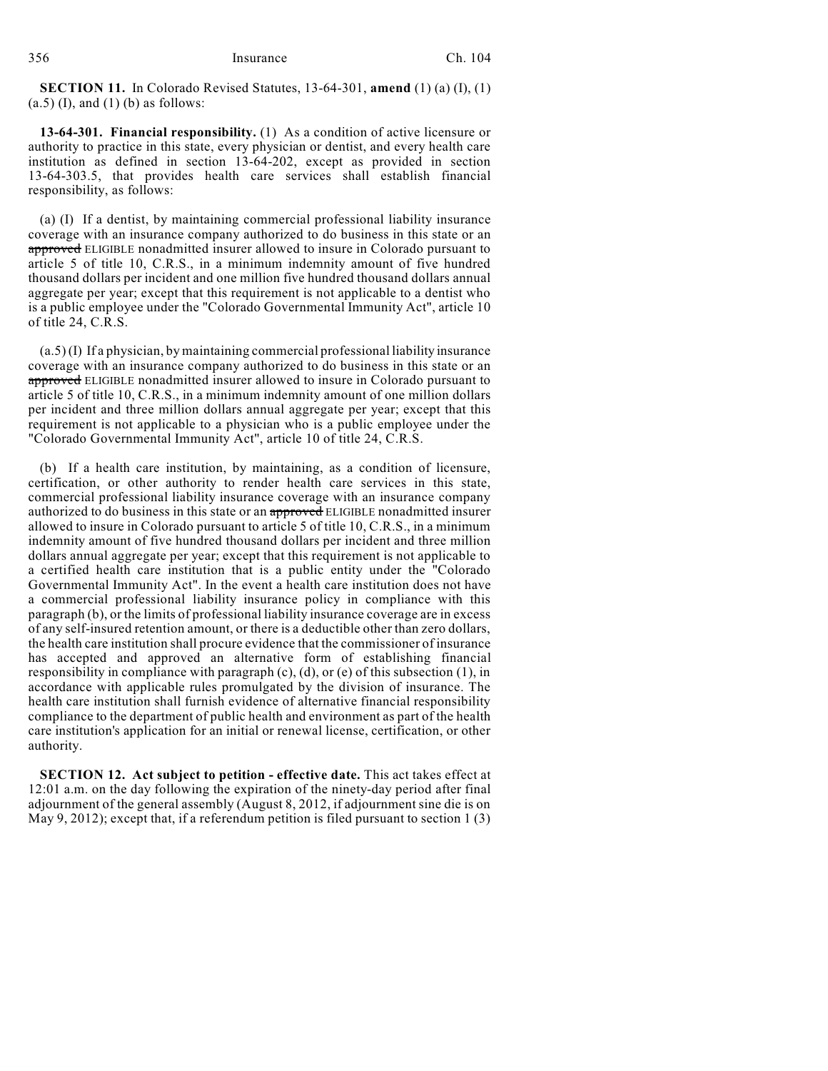**SECTION 11.** In Colorado Revised Statutes, 13-64-301, **amend** (1) (a) (I), (1) (a.5) (I), and (1) (b) as follows:

**13-64-301. Financial responsibility.** (1) As a condition of active licensure or authority to practice in this state, every physician or dentist, and every health care institution as defined in section 13-64-202, except as provided in section 13-64-303.5, that provides health care services shall establish financial responsibility, as follows:

(a) (I) If a dentist, by maintaining commercial professional liability insurance coverage with an insurance company authorized to do business in this state or an ~~approved~~ ELIGIBLE nonadmitted insurer allowed to insure in Colorado pursuant to article 5 of title 10, C.R.S., in a minimum indemnity amount of five hundred thousand dollars per incident and one million five hundred thousand dollars annual aggregate per year; except that this requirement is not applicable to a dentist who is a public employee under the "Colorado Governmental Immunity Act", article 10 of title 24, C.R.S.

(a.5) (I) If a physician, by maintaining commercial professional liability insurance coverage with an insurance company authorized to do business in this state or an ~~approved~~ ELIGIBLE nonadmitted insurer allowed to insure in Colorado pursuant to article 5 of title 10, C.R.S., in a minimum indemnity amount of one million dollars per incident and three million dollars annual aggregate per year; except that this requirement is not applicable to a physician who is a public employee under the "Colorado Governmental Immunity Act", article 10 of title 24, C.R.S.

(b) If a health care institution, by maintaining, as a condition of licensure, certification, or other authority to render health care services in this state, commercial professional liability insurance coverage with an insurance company authorized to do business in this state or an ~~approved~~ ELIGIBLE nonadmitted insurer allowed to insure in Colorado pursuant to article 5 of title 10, C.R.S., in a minimum indemnity amount of five hundred thousand dollars per incident and three million dollars annual aggregate per year; except that this requirement is not applicable to a certified health care institution that is a public entity under the "Colorado Governmental Immunity Act". In the event a health care institution does not have a commercial professional liability insurance policy in compliance with this paragraph (b), or the limits of professional liability insurance coverage are in excess of any self-insured retention amount, or there is a deductible other than zero dollars, the health care institution shall procure evidence that the commissioner of insurance has accepted and approved an alternative form of establishing financial responsibility in compliance with paragraph (c), (d), or (e) of this subsection (1), in accordance with applicable rules promulgated by the division of insurance. The health care institution shall furnish evidence of alternative financial responsibility compliance to the department of public health and environment as part of the health care institution's application for an initial or renewal license, certification, or other authority.

**SECTION 12. Act subject to petition - effective date.** This act takes effect at 12:01 a.m. on the day following the expiration of the ninety-day period after final adjournment of the general assembly (August 8, 2012, if adjournment sine die is on May 9, 2012); except that, if a referendum petition is filed pursuant to section 1 (3)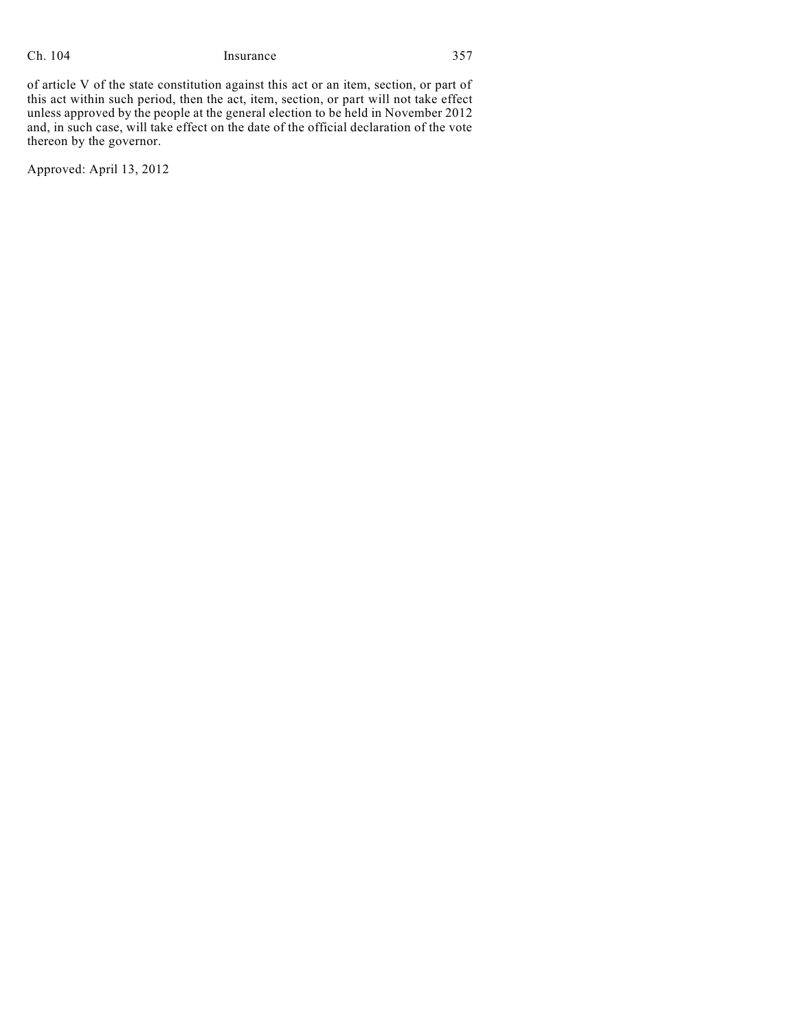of article V of the state constitution against this act or an item, section, or part of this act within such period, then the act, item, section, or part will not take effect unless approved by the people at the general election to be held in November 2012 and, in such case, will take effect on the date of the official declaration of the vote thereon by the governor.

Approved: April 13, 2012